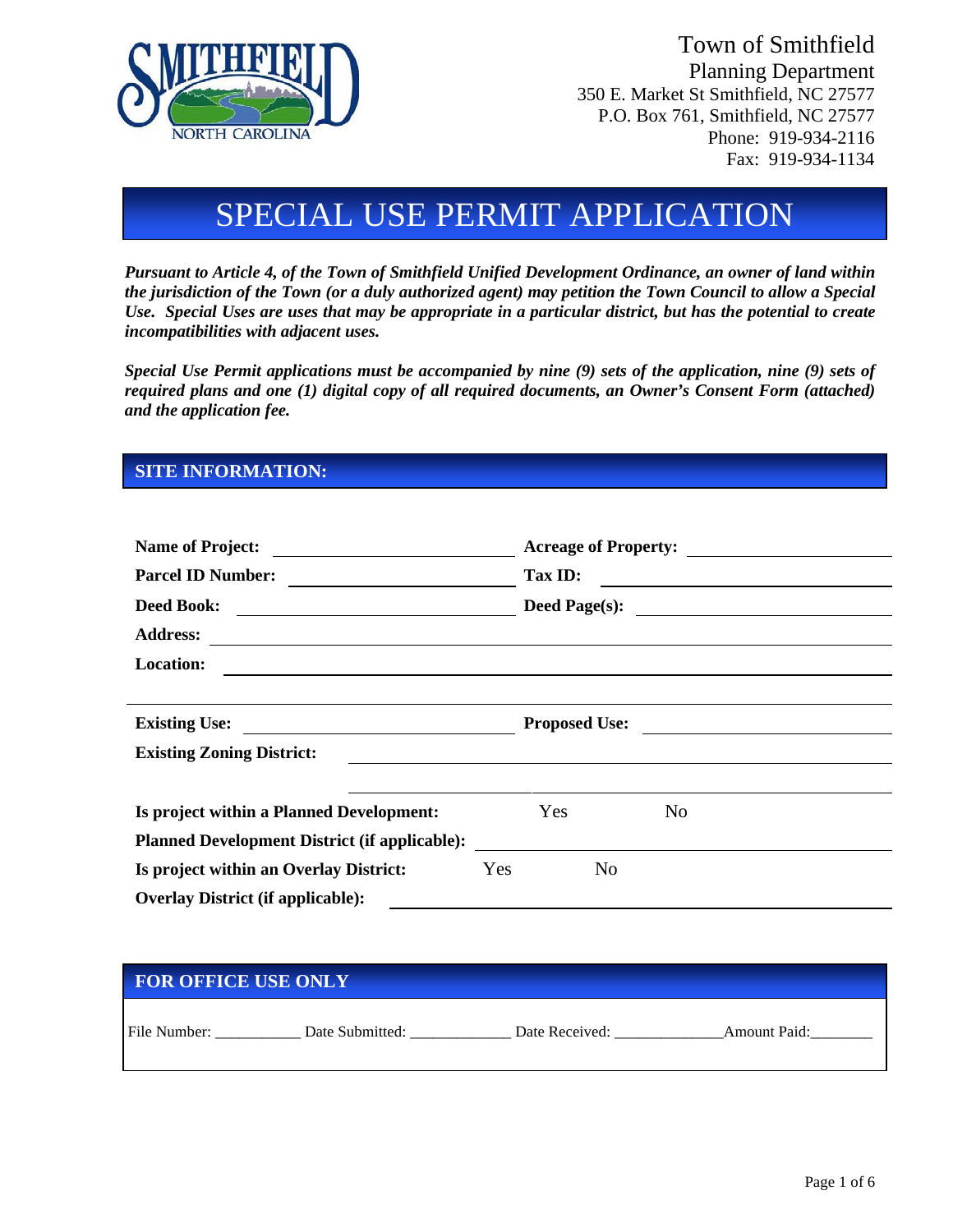Town of Smithfield
Planning Department
350 E. Market St Smithfield, NC 27577
P.O. Box 761, Smithfield, NC 27577
Phone: 919-934-2116
Fax: 919-934-1134

# SPECIAL USE PERMIT APPLICATION

***Pursuant to Article 4, of the Town of Smithfield Unified Development Ordinance, an owner of land within the jurisdiction of the Town (or a duly authorized agent) may petition the Town Council to allow a Special Use. Special Uses are uses that may be appropriate in a particular district, but has the potential to create incompatibilities with adjacent uses.***

***Special Use Permit applications must be accompanied by nine (9) sets of the application, nine (9) sets of required plans and one (1) digital copy of all required documents, an Owner's Consent Form (attached) and the application fee.***

## SITE INFORMATION:

**Name of Project:** ____________________ **Acreage of Property:** ____________________

**Parcel ID Number:** ____________________ **Tax ID:** ____________________

**Deed Book:** ____________________ **Deed Page(s):** ____________________

**Address:** ________________________________________

**Location:** ________________________________________

________________________________________

**Existing Use:** ____________________ **Proposed Use:** ____________________

**Existing Zoning District:** ________________________________________

________________________________________

**Is project within a Planned Development:** Yes No

**Planned Development District (if applicable):** ____________________

**Is project within an Overlay District:** Yes No

**Overlay District (if applicable):** ____________________

## FOR OFFICE USE ONLY

File Number: ___________ Date Submitted: _____________ Date Received: ______________ Amount Paid: ________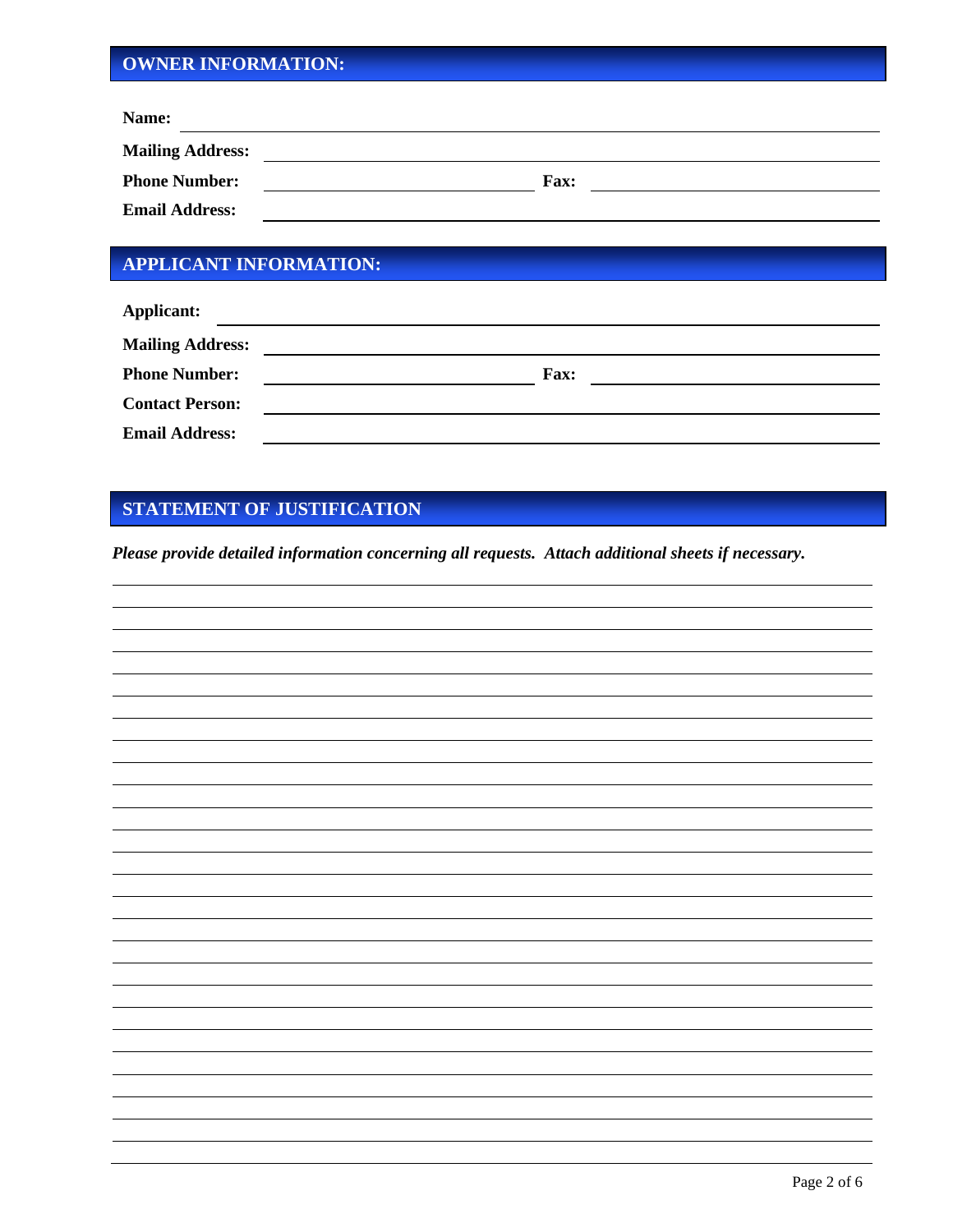## OWNER INFORMATION:

**Name:** ______________________________

**Mailing Address:** ______________________________

**Phone Number:** ______________________________ **Fax:** ______________________________

**Email Address:** ______________________________

## APPLICANT INFORMATION:

**Applicant:** ______________________________

**Mailing Address:** ______________________________

**Phone Number:** ______________________________ **Fax:** ______________________________

**Contact Person:** ______________________________

**Email Address:** ______________________________

## STATEMENT OF JUSTIFICATION

***Please provide detailed information concerning all requests. Attach additional sheets if necessary.***

______________________________________________________________________________

______________________________________________________________________________

______________________________________________________________________________

______________________________________________________________________________

______________________________________________________________________________

______________________________________________________________________________

______________________________________________________________________________

______________________________________________________________________________

______________________________________________________________________________

______________________________________________________________________________

______________________________________________________________________________

______________________________________________________________________________

______________________________________________________________________________

______________________________________________________________________________

______________________________________________________________________________

______________________________________________________________________________

______________________________________________________________________________

______________________________________________________________________________

______________________________________________________________________________

______________________________________________________________________________

______________________________________________________________________________

______________________________________________________________________________

______________________________________________________________________________

______________________________________________________________________________

______________________________________________________________________________

______________________________________________________________________________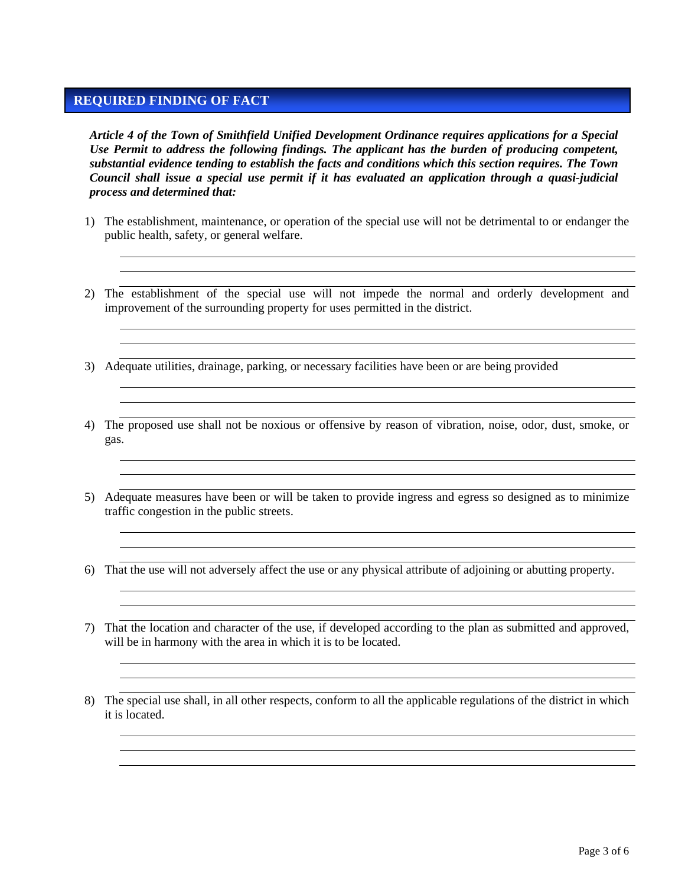## REQUIRED FINDING OF FACT

***Article 4 of the Town of Smithfield Unified Development Ordinance requires applications for a Special Use Permit to address the following findings. The applicant has the burden of producing competent, substantial evidence tending to establish the facts and conditions which this section requires. The Town Council shall issue a special use permit if it has evaluated an application through a quasi-judicial process and determined that:***

1) The establishment, maintenance, or operation of the special use will not be detrimental to or endanger the public health, safety, or general welfare.

\_\_\_\_\_\_\_\_\_\_\_\_\_\_\_\_\_\_\_\_\_\_\_\_\_\_\_\_\_\_\_\_\_\_\_\_\_\_\_\_\_\_\_\_\_\_\_\_\_\_\_\_\_\_\_\_\_\_\_\_\_\_\_\_\_\_\_\_\_\_\_\_\_\_\_\_

\_\_\_\_\_\_\_\_\_\_\_\_\_\_\_\_\_\_\_\_\_\_\_\_\_\_\_\_\_\_\_\_\_\_\_\_\_\_\_\_\_\_\_\_\_\_\_\_\_\_\_\_\_\_\_\_\_\_\_\_\_\_\_\_\_\_\_\_\_\_\_\_\_\_\_\_

\_\_\_\_\_\_\_\_\_\_\_\_\_\_\_\_\_\_\_\_\_\_\_\_\_\_\_\_\_\_\_\_\_\_\_\_\_\_\_\_\_\_\_\_\_\_\_\_\_\_\_\_\_\_\_\_\_\_\_\_\_\_\_\_\_\_\_\_\_\_\_\_\_\_\_\_

2) The establishment of the special use will not impede the normal and orderly development and improvement of the surrounding property for uses permitted in the district.

\_\_\_\_\_\_\_\_\_\_\_\_\_\_\_\_\_\_\_\_\_\_\_\_\_\_\_\_\_\_\_\_\_\_\_\_\_\_\_\_\_\_\_\_\_\_\_\_\_\_\_\_\_\_\_\_\_\_\_\_\_\_\_\_\_\_\_\_\_\_\_\_\_\_\_\_

\_\_\_\_\_\_\_\_\_\_\_\_\_\_\_\_\_\_\_\_\_\_\_\_\_\_\_\_\_\_\_\_\_\_\_\_\_\_\_\_\_\_\_\_\_\_\_\_\_\_\_\_\_\_\_\_\_\_\_\_\_\_\_\_\_\_\_\_\_\_\_\_\_\_\_\_

\_\_\_\_\_\_\_\_\_\_\_\_\_\_\_\_\_\_\_\_\_\_\_\_\_\_\_\_\_\_\_\_\_\_\_\_\_\_\_\_\_\_\_\_\_\_\_\_\_\_\_\_\_\_\_\_\_\_\_\_\_\_\_\_\_\_\_\_\_\_\_\_\_\_\_\_

3) Adequate utilities, drainage, parking, or necessary facilities have been or are being provided

\_\_\_\_\_\_\_\_\_\_\_\_\_\_\_\_\_\_\_\_\_\_\_\_\_\_\_\_\_\_\_\_\_\_\_\_\_\_\_\_\_\_\_\_\_\_\_\_\_\_\_\_\_\_\_\_\_\_\_\_\_\_\_\_\_\_\_\_\_\_\_\_\_\_\_\_

\_\_\_\_\_\_\_\_\_\_\_\_\_\_\_\_\_\_\_\_\_\_\_\_\_\_\_\_\_\_\_\_\_\_\_\_\_\_\_\_\_\_\_\_\_\_\_\_\_\_\_\_\_\_\_\_\_\_\_\_\_\_\_\_\_\_\_\_\_\_\_\_\_\_\_\_

\_\_\_\_\_\_\_\_\_\_\_\_\_\_\_\_\_\_\_\_\_\_\_\_\_\_\_\_\_\_\_\_\_\_\_\_\_\_\_\_\_\_\_\_\_\_\_\_\_\_\_\_\_\_\_\_\_\_\_\_\_\_\_\_\_\_\_\_\_\_\_\_\_\_\_\_

4) The proposed use shall not be noxious or offensive by reason of vibration, noise, odor, dust, smoke, or gas.

\_\_\_\_\_\_\_\_\_\_\_\_\_\_\_\_\_\_\_\_\_\_\_\_\_\_\_\_\_\_\_\_\_\_\_\_\_\_\_\_\_\_\_\_\_\_\_\_\_\_\_\_\_\_\_\_\_\_\_\_\_\_\_\_\_\_\_\_\_\_\_\_\_\_\_\_

\_\_\_\_\_\_\_\_\_\_\_\_\_\_\_\_\_\_\_\_\_\_\_\_\_\_\_\_\_\_\_\_\_\_\_\_\_\_\_\_\_\_\_\_\_\_\_\_\_\_\_\_\_\_\_\_\_\_\_\_\_\_\_\_\_\_\_\_\_\_\_\_\_\_\_\_

\_\_\_\_\_\_\_\_\_\_\_\_\_\_\_\_\_\_\_\_\_\_\_\_\_\_\_\_\_\_\_\_\_\_\_\_\_\_\_\_\_\_\_\_\_\_\_\_\_\_\_\_\_\_\_\_\_\_\_\_\_\_\_\_\_\_\_\_\_\_\_\_\_\_\_\_

5) Adequate measures have been or will be taken to provide ingress and egress so designed as to minimize traffic congestion in the public streets.

\_\_\_\_\_\_\_\_\_\_\_\_\_\_\_\_\_\_\_\_\_\_\_\_\_\_\_\_\_\_\_\_\_\_\_\_\_\_\_\_\_\_\_\_\_\_\_\_\_\_\_\_\_\_\_\_\_\_\_\_\_\_\_\_\_\_\_\_\_\_\_\_\_\_\_\_

\_\_\_\_\_\_\_\_\_\_\_\_\_\_\_\_\_\_\_\_\_\_\_\_\_\_\_\_\_\_\_\_\_\_\_\_\_\_\_\_\_\_\_\_\_\_\_\_\_\_\_\_\_\_\_\_\_\_\_\_\_\_\_\_\_\_\_\_\_\_\_\_\_\_\_\_

\_\_\_\_\_\_\_\_\_\_\_\_\_\_\_\_\_\_\_\_\_\_\_\_\_\_\_\_\_\_\_\_\_\_\_\_\_\_\_\_\_\_\_\_\_\_\_\_\_\_\_\_\_\_\_\_\_\_\_\_\_\_\_\_\_\_\_\_\_\_\_\_\_\_\_\_

6) That the use will not adversely affect the use or any physical attribute of adjoining or abutting property.

\_\_\_\_\_\_\_\_\_\_\_\_\_\_\_\_\_\_\_\_\_\_\_\_\_\_\_\_\_\_\_\_\_\_\_\_\_\_\_\_\_\_\_\_\_\_\_\_\_\_\_\_\_\_\_\_\_\_\_\_\_\_\_\_\_\_\_\_\_\_\_\_\_\_\_\_

\_\_\_\_\_\_\_\_\_\_\_\_\_\_\_\_\_\_\_\_\_\_\_\_\_\_\_\_\_\_\_\_\_\_\_\_\_\_\_\_\_\_\_\_\_\_\_\_\_\_\_\_\_\_\_\_\_\_\_\_\_\_\_\_\_\_\_\_\_\_\_\_\_\_\_\_

\_\_\_\_\_\_\_\_\_\_\_\_\_\_\_\_\_\_\_\_\_\_\_\_\_\_\_\_\_\_\_\_\_\_\_\_\_\_\_\_\_\_\_\_\_\_\_\_\_\_\_\_\_\_\_\_\_\_\_\_\_\_\_\_\_\_\_\_\_\_\_\_\_\_\_\_

7) That the location and character of the use, if developed according to the plan as submitted and approved, will be in harmony with the area in which it is to be located.

\_\_\_\_\_\_\_\_\_\_\_\_\_\_\_\_\_\_\_\_\_\_\_\_\_\_\_\_\_\_\_\_\_\_\_\_\_\_\_\_\_\_\_\_\_\_\_\_\_\_\_\_\_\_\_\_\_\_\_\_\_\_\_\_\_\_\_\_\_\_\_\_\_\_\_\_

\_\_\_\_\_\_\_\_\_\_\_\_\_\_\_\_\_\_\_\_\_\_\_\_\_\_\_\_\_\_\_\_\_\_\_\_\_\_\_\_\_\_\_\_\_\_\_\_\_\_\_\_\_\_\_\_\_\_\_\_\_\_\_\_\_\_\_\_\_\_\_\_\_\_\_\_

\_\_\_\_\_\_\_\_\_\_\_\_\_\_\_\_\_\_\_\_\_\_\_\_\_\_\_\_\_\_\_\_\_\_\_\_\_\_\_\_\_\_\_\_\_\_\_\_\_\_\_\_\_\_\_\_\_\_\_\_\_\_\_\_\_\_\_\_\_\_\_\_\_\_\_\_

8) The special use shall, in all other respects, conform to all the applicable regulations of the district in which it is located.

\_\_\_\_\_\_\_\_\_\_\_\_\_\_\_\_\_\_\_\_\_\_\_\_\_\_\_\_\_\_\_\_\_\_\_\_\_\_\_\_\_\_\_\_\_\_\_\_\_\_\_\_\_\_\_\_\_\_\_\_\_\_\_\_\_\_\_\_\_\_\_\_\_\_\_\_

\_\_\_\_\_\_\_\_\_\_\_\_\_\_\_\_\_\_\_\_\_\_\_\_\_\_\_\_\_\_\_\_\_\_\_\_\_\_\_\_\_\_\_\_\_\_\_\_\_\_\_\_\_\_\_\_\_\_\_\_\_\_\_\_\_\_\_\_\_\_\_\_\_\_\_\_

\_\_\_\_\_\_\_\_\_\_\_\_\_\_\_\_\_\_\_\_\_\_\_\_\_\_\_\_\_\_\_\_\_\_\_\_\_\_\_\_\_\_\_\_\_\_\_\_\_\_\_\_\_\_\_\_\_\_\_\_\_\_\_\_\_\_\_\_\_\_\_\_\_\_\_\_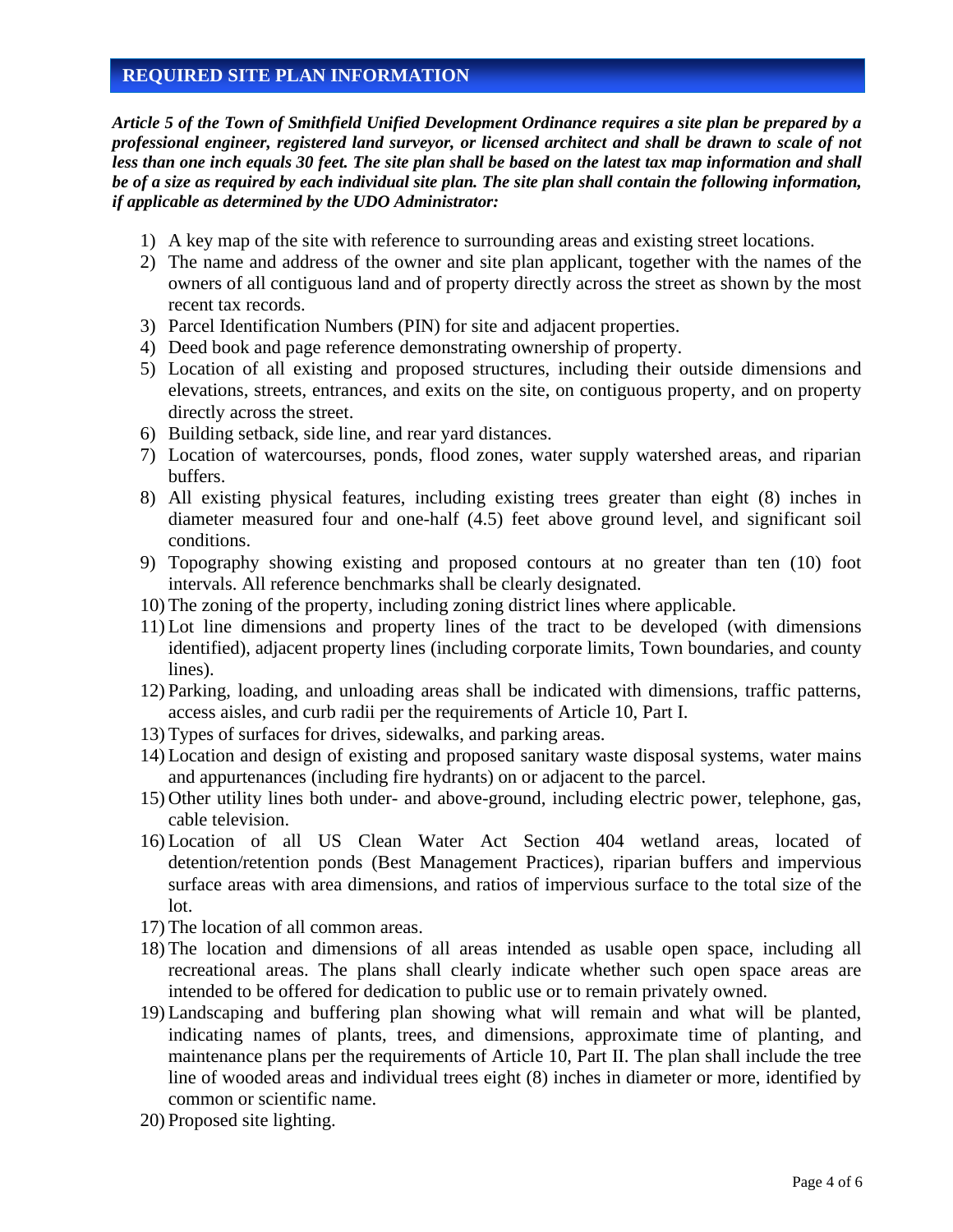## REQUIRED SITE PLAN INFORMATION

***Article 5 of the Town of Smithfield Unified Development Ordinance requires a site plan be prepared by a professional engineer, registered land surveyor, or licensed architect and shall be drawn to scale of not less than one inch equals 30 feet. The site plan shall be based on the latest tax map information and shall be of a size as required by each individual site plan. The site plan shall contain the following information, if applicable as determined by the UDO Administrator:***

1) A key map of the site with reference to surrounding areas and existing street locations.
2) The name and address of the owner and site plan applicant, together with the names of the owners of all contiguous land and of property directly across the street as shown by the most recent tax records.
3) Parcel Identification Numbers (PIN) for site and adjacent properties.
4) Deed book and page reference demonstrating ownership of property.
5) Location of all existing and proposed structures, including their outside dimensions and elevations, streets, entrances, and exits on the site, on contiguous property, and on property directly across the street.
6) Building setback, side line, and rear yard distances.
7) Location of watercourses, ponds, flood zones, water supply watershed areas, and riparian buffers.
8) All existing physical features, including existing trees greater than eight (8) inches in diameter measured four and one-half (4.5) feet above ground level, and significant soil conditions.
9) Topography showing existing and proposed contours at no greater than ten (10) foot intervals. All reference benchmarks shall be clearly designated.
10) The zoning of the property, including zoning district lines where applicable.
11) Lot line dimensions and property lines of the tract to be developed (with dimensions identified), adjacent property lines (including corporate limits, Town boundaries, and county lines).
12) Parking, loading, and unloading areas shall be indicated with dimensions, traffic patterns, access aisles, and curb radii per the requirements of Article 10, Part I.
13) Types of surfaces for drives, sidewalks, and parking areas.
14) Location and design of existing and proposed sanitary waste disposal systems, water mains and appurtenances (including fire hydrants) on or adjacent to the parcel.
15) Other utility lines both under- and above-ground, including electric power, telephone, gas, cable television.
16) Location of all US Clean Water Act Section 404 wetland areas, located of detention/retention ponds (Best Management Practices), riparian buffers and impervious surface areas with area dimensions, and ratios of impervious surface to the total size of the lot.
17) The location of all common areas.
18) The location and dimensions of all areas intended as usable open space, including all recreational areas. The plans shall clearly indicate whether such open space areas are intended to be offered for dedication to public use or to remain privately owned.
19) Landscaping and buffering plan showing what will remain and what will be planted, indicating names of plants, trees, and dimensions, approximate time of planting, and maintenance plans per the requirements of Article 10, Part II. The plan shall include the tree line of wooded areas and individual trees eight (8) inches in diameter or more, identified by common or scientific name.
20) Proposed site lighting.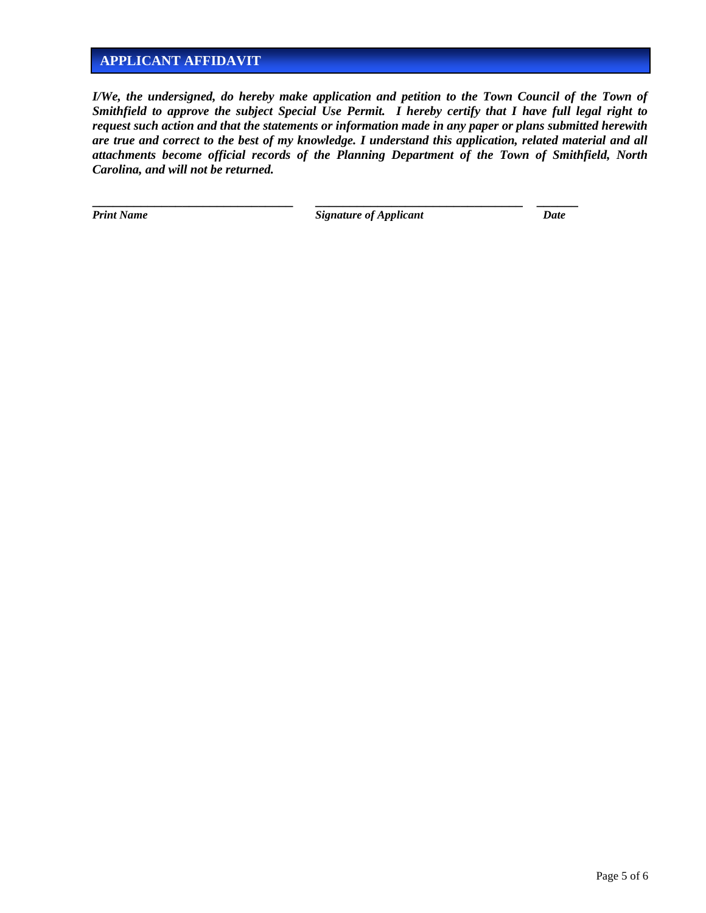## APPLICANT AFFIDAVIT

***I/We, the undersigned, do hereby make application and petition to the Town Council of the Town of Smithfield to approve the subject Special Use Permit. I hereby certify that I have full legal right to request such action and that the statements or information made in any paper or plans submitted herewith are true and correct to the best of my knowledge. I understand this application, related material and all attachments become official records of the Planning Department of the Town of Smithfield, North Carolina, and will not be returned.***

| ______________________________ | ______________________________ | ________ |
|---|---|---|
| ***Print Name*** | ***Signature of Applicant*** | ***Date*** |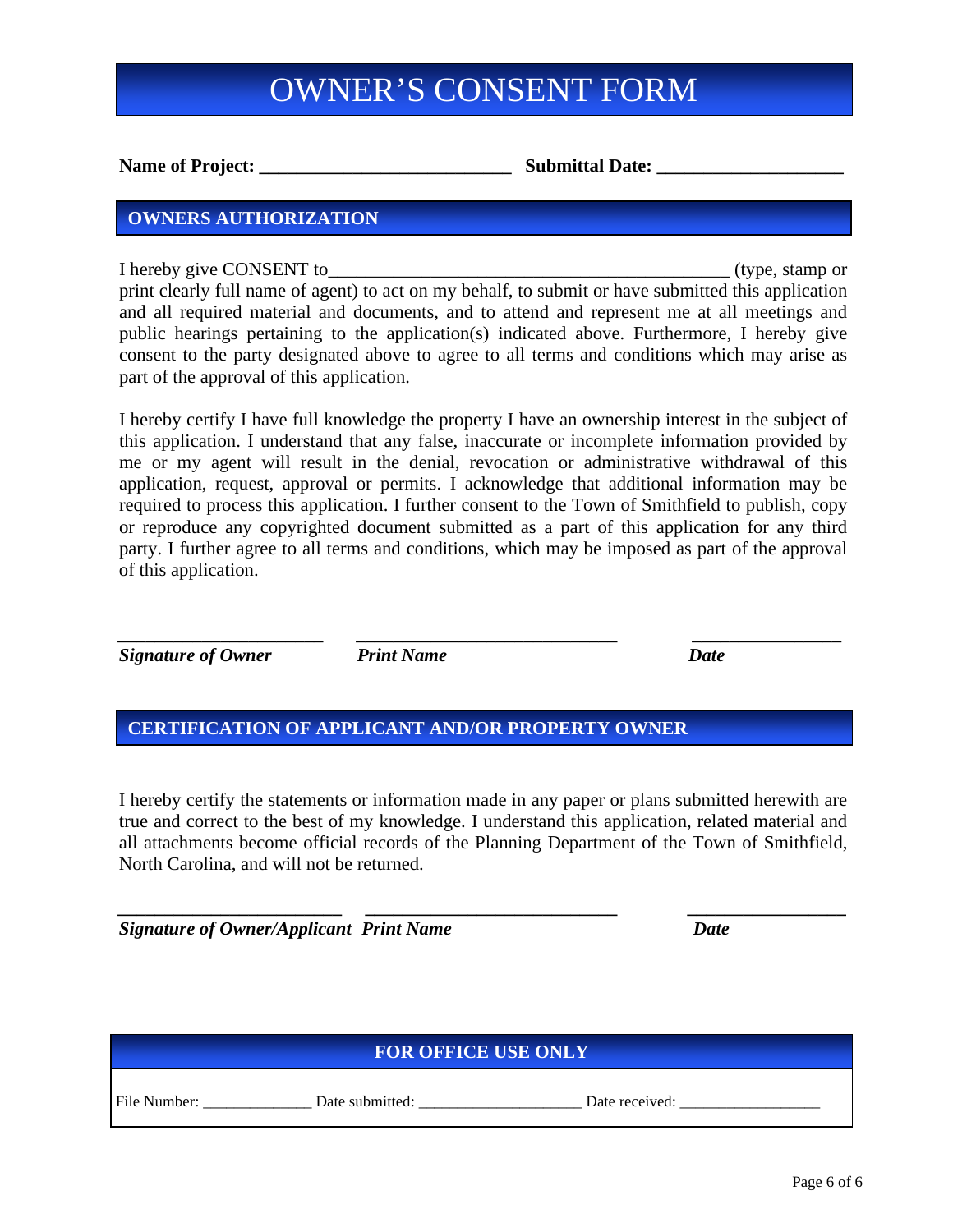# OWNER'S CONSENT FORM

**Name of Project: ___________________________ Submittal Date: ____________________**

## OWNERS AUTHORIZATION

I hereby give CONSENT to___________________________________________ (type, stamp or print clearly full name of agent) to act on my behalf, to submit or have submitted this application and all required material and documents, and to attend and represent me at all meetings and public hearings pertaining to the application(s) indicated above. Furthermore, I hereby give consent to the party designated above to agree to all terms and conditions which may arise as part of the approval of this application.

I hereby certify I have full knowledge the property I have an ownership interest in the subject of this application. I understand that any false, inaccurate or incomplete information provided by me or my agent will result in the denial, revocation or administrative withdrawal of this application, request, approval or permits. I acknowledge that additional information may be required to process this application. I further consent to the Town of Smithfield to publish, copy or reproduce any copyrighted document submitted as a part of this application for any third party. I further agree to all terms and conditions, which may be imposed as part of the approval of this application.

______________________ ____________________________ ________________

***Signature of Owner*** ***Print Name*** ***Date***

## CERTIFICATION OF APPLICANT AND/OR PROPERTY OWNER

I hereby certify the statements or information made in any paper or plans submitted herewith are true and correct to the best of my knowledge. I understand this application, related material and all attachments become official records of the Planning Department of the Town of Smithfield, North Carolina, and will not be returned.

________________________ ___________________________ _________________

***Signature of Owner/Applicant*** ***Print Name*** ***Date***

## FOR OFFICE USE ONLY

File Number: ______________ Date submitted: ____________________ Date received: __________________